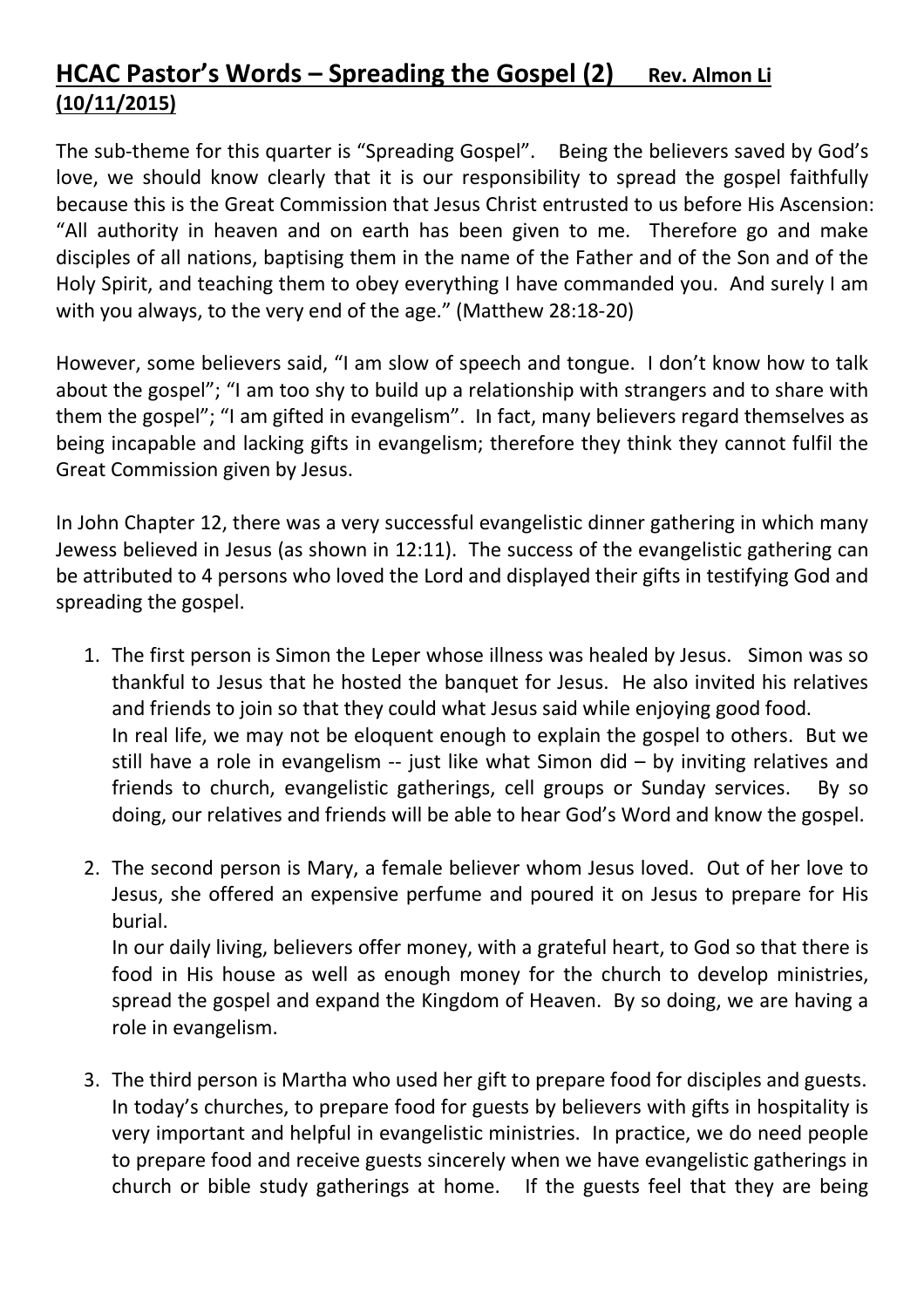## **HCAC Pastor's Words – Spreading the Gospel (2) Rev. Almon Li (10/11/2015)**

The sub-theme for this quarter is "Spreading Gospel". Being the believers saved by God's love, we should know clearly that it is our responsibility to spread the gospel faithfully because this is the Great Commission that Jesus Christ entrusted to us before His Ascension: "All authority in heaven and on earth has been given to me. Therefore go and make disciples of all nations, baptising them in the name of the Father and of the Son and of the Holy Spirit, and teaching them to obey everything I have commanded you. And surely I am with you always, to the very end of the age." (Matthew 28:18-20)

However, some believers said, "I am slow of speech and tongue. I don't know how to talk about the gospel"; "I am too shy to build up a relationship with strangers and to share with them the gospel"; "I am gifted in evangelism". In fact, many believers regard themselves as being incapable and lacking gifts in evangelism; therefore they think they cannot fulfil the Great Commission given by Jesus.

In John Chapter 12, there was a very successful evangelistic dinner gathering in which many Jewess believed in Jesus (as shown in 12:11). The success of the evangelistic gathering can be attributed to 4 persons who loved the Lord and displayed their gifts in testifying God and spreading the gospel.

1. The first person is Simon the Leper whose illness was healed by Jesus. Simon was so thankful to Jesus that he hosted the banquet for Jesus. He also invited his relatives and friends to join so that they could what Jesus said while enjoying good food.
   In real life, we may not be eloquent enough to explain the gospel to others. But we still have a role in evangelism -- just like what Simon did – by inviting relatives and friends to church, evangelistic gatherings, cell groups or Sunday services. By so doing, our relatives and friends will be able to hear God's Word and know the gospel.

2. The second person is Mary, a female believer whom Jesus loved. Out of her love to Jesus, she offered an expensive perfume and poured it on Jesus to prepare for His burial.
   In our daily living, believers offer money, with a grateful heart, to God so that there is food in His house as well as enough money for the church to develop ministries, spread the gospel and expand the Kingdom of Heaven. By so doing, we are having a role in evangelism.

3. The third person is Martha who used her gift to prepare food for disciples and guests.
   In today's churches, to prepare food for guests by believers with gifts in hospitality is very important and helpful in evangelistic ministries. In practice, we do need people to prepare food and receive guests sincerely when we have evangelistic gatherings in church or bible study gatherings at home. If the guests feel that they are being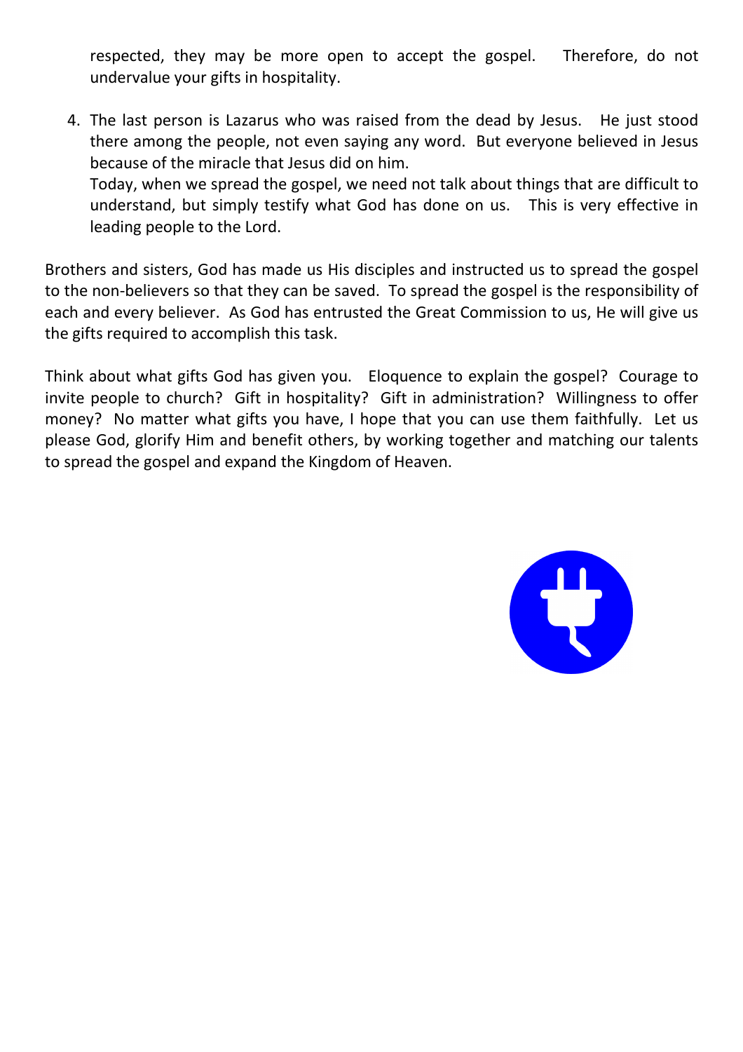respected, they may be more open to accept the gospel. Therefore, do not undervalue your gifts in hospitality.

4. The last person is Lazarus who was raised from the dead by Jesus. He just stood there among the people, not even saying any word. But everyone believed in Jesus because of the miracle that Jesus did on him.
   Today, when we spread the gospel, we need not talk about things that are difficult to understand, but simply testify what God has done on us. This is very effective in leading people to the Lord.

Brothers and sisters, God has made us His disciples and instructed us to spread the gospel to the non-believers so that they can be saved. To spread the gospel is the responsibility of each and every believer. As God has entrusted the Great Commission to us, He will give us the gifts required to accomplish this task.

Think about what gifts God has given you. Eloquence to explain the gospel? Courage to invite people to church? Gift in hospitality? Gift in administration? Willingness to offer money? No matter what gifts you have, I hope that you can use them faithfully. Let us please God, glorify Him and benefit others, by working together and matching our talents to spread the gospel and expand the Kingdom of Heaven.